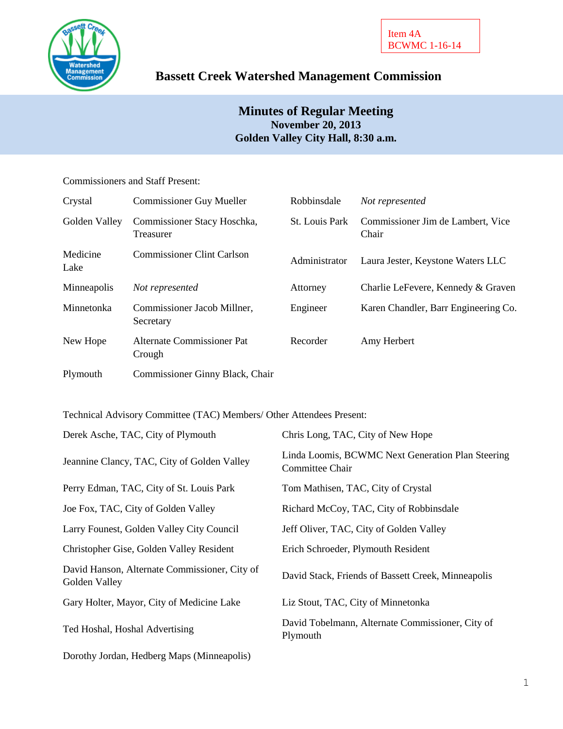Item 4A
BCWMC 1-16-14

# Bassett Creek Watershed Management Commission

## Minutes of Regular Meeting

**November 20, 2013**
**Golden Valley City Hall, 8:30 a.m.**

Commissioners and Staff Present:

| | | | |
|---|---|---|---|
| Crystal | Commissioner Guy Mueller | Robbinsdale | *Not represented* |
| Golden Valley | Commissioner Stacy Hoschka, Treasurer | St. Louis Park | Commissioner Jim de Lambert, Vice Chair |
| Medicine Lake | Commissioner Clint Carlson | Administrator | Laura Jester, Keystone Waters LLC |
| Minneapolis | *Not represented* | Attorney | Charlie LeFevere, Kennedy & Graven |
| Minnetonka | Commissioner Jacob Millner, Secretary | Engineer | Karen Chandler, Barr Engineering Co. |
| New Hope | Alternate Commissioner Pat Crough | Recorder | Amy Herbert |
| Plymouth | Commissioner Ginny Black, Chair | | |

Technical Advisory Committee (TAC) Members/ Other Attendees Present:

| | |
|---|---|
| Derek Asche, TAC, City of Plymouth | Chris Long, TAC, City of New Hope |
| Jeannine Clancy, TAC, City of Golden Valley | Linda Loomis, BCWMC Next Generation Plan Steering Committee Chair |
| Perry Edman, TAC, City of St. Louis Park | Tom Mathisen, TAC, City of Crystal |
| Joe Fox, TAC, City of Golden Valley | Richard McCoy, TAC, City of Robbinsdale |
| Larry Founest, Golden Valley City Council | Jeff Oliver, TAC, City of Golden Valley |
| Christopher Gise, Golden Valley Resident | Erich Schroeder, Plymouth Resident |
| David Hanson, Alternate Commissioner, City of Golden Valley | David Stack, Friends of Bassett Creek, Minneapolis |
| Gary Holter, Mayor, City of Medicine Lake | Liz Stout, TAC, City of Minnetonka |
| Ted Hoshal, Hoshal Advertising | David Tobelmann, Alternate Commissioner, City of Plymouth |
| Dorothy Jordan, Hedberg Maps (Minneapolis) | |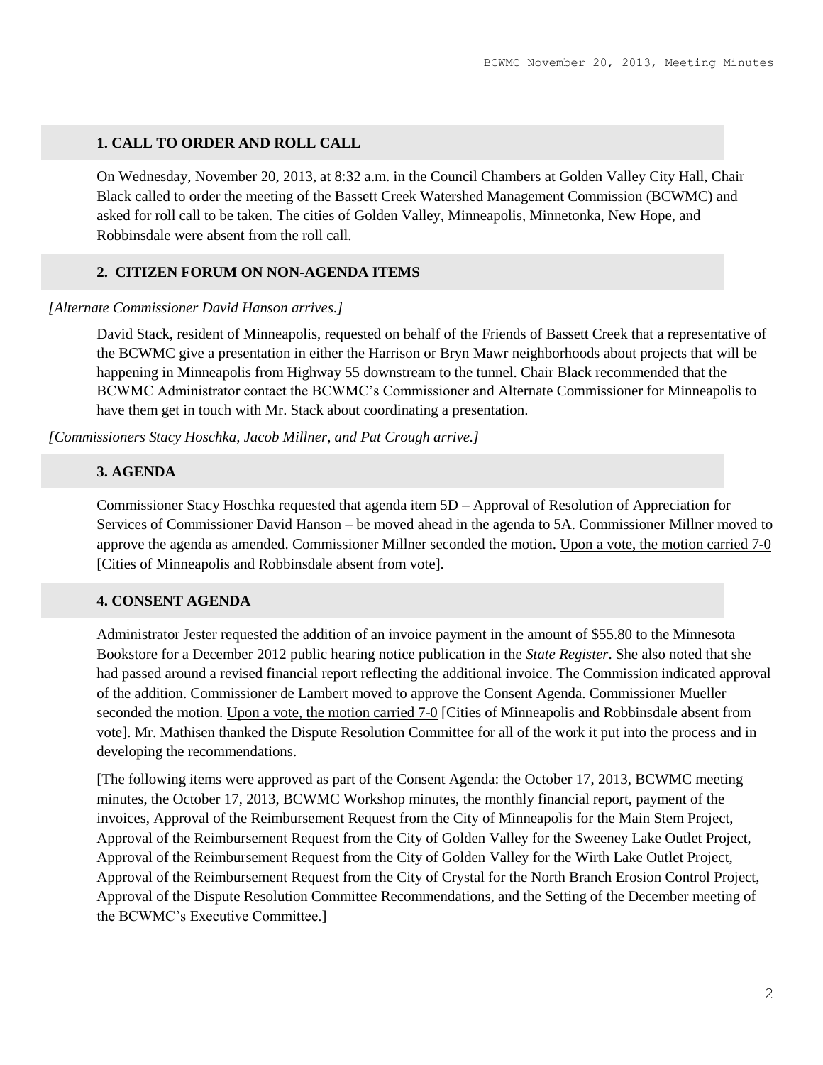## 1. CALL TO ORDER AND ROLL CALL

On Wednesday, November 20, 2013, at 8:32 a.m. in the Council Chambers at Golden Valley City Hall, Chair Black called to order the meeting of the Bassett Creek Watershed Management Commission (BCWMC) and asked for roll call to be taken. The cities of Golden Valley, Minneapolis, Minnetonka, New Hope, and Robbinsdale were absent from the roll call.

## 2. CITIZEN FORUM ON NON-AGENDA ITEMS

*[Alternate Commissioner David Hanson arrives.]*

David Stack, resident of Minneapolis, requested on behalf of the Friends of Bassett Creek that a representative of the BCWMC give a presentation in either the Harrison or Bryn Mawr neighborhoods about projects that will be happening in Minneapolis from Highway 55 downstream to the tunnel. Chair Black recommended that the BCWMC Administrator contact the BCWMC's Commissioner and Alternate Commissioner for Minneapolis to have them get in touch with Mr. Stack about coordinating a presentation.

*[Commissioners Stacy Hoschka, Jacob Millner, and Pat Crough arrive.]*

## 3. AGENDA

Commissioner Stacy Hoschka requested that agenda item 5D – Approval of Resolution of Appreciation for Services of Commissioner David Hanson – be moved ahead in the agenda to 5A. Commissioner Millner moved to approve the agenda as amended. Commissioner Millner seconded the motion. Upon a vote, the motion carried 7-0 [Cities of Minneapolis and Robbinsdale absent from vote].

## 4. CONSENT AGENDA

Administrator Jester requested the addition of an invoice payment in the amount of $55.80 to the Minnesota Bookstore for a December 2012 public hearing notice publication in the *State Register*. She also noted that she had passed around a revised financial report reflecting the additional invoice. The Commission indicated approval of the addition. Commissioner de Lambert moved to approve the Consent Agenda. Commissioner Mueller seconded the motion. Upon a vote, the motion carried 7-0 [Cities of Minneapolis and Robbinsdale absent from vote]. Mr. Mathisen thanked the Dispute Resolution Committee for all of the work it put into the process and in developing the recommendations.

[The following items were approved as part of the Consent Agenda: the October 17, 2013, BCWMC meeting minutes, the October 17, 2013, BCWMC Workshop minutes, the monthly financial report, payment of the invoices, Approval of the Reimbursement Request from the City of Minneapolis for the Main Stem Project, Approval of the Reimbursement Request from the City of Golden Valley for the Sweeney Lake Outlet Project, Approval of the Reimbursement Request from the City of Golden Valley for the Wirth Lake Outlet Project, Approval of the Reimbursement Request from the City of Crystal for the North Branch Erosion Control Project, Approval of the Dispute Resolution Committee Recommendations, and the Setting of the December meeting of the BCWMC's Executive Committee.]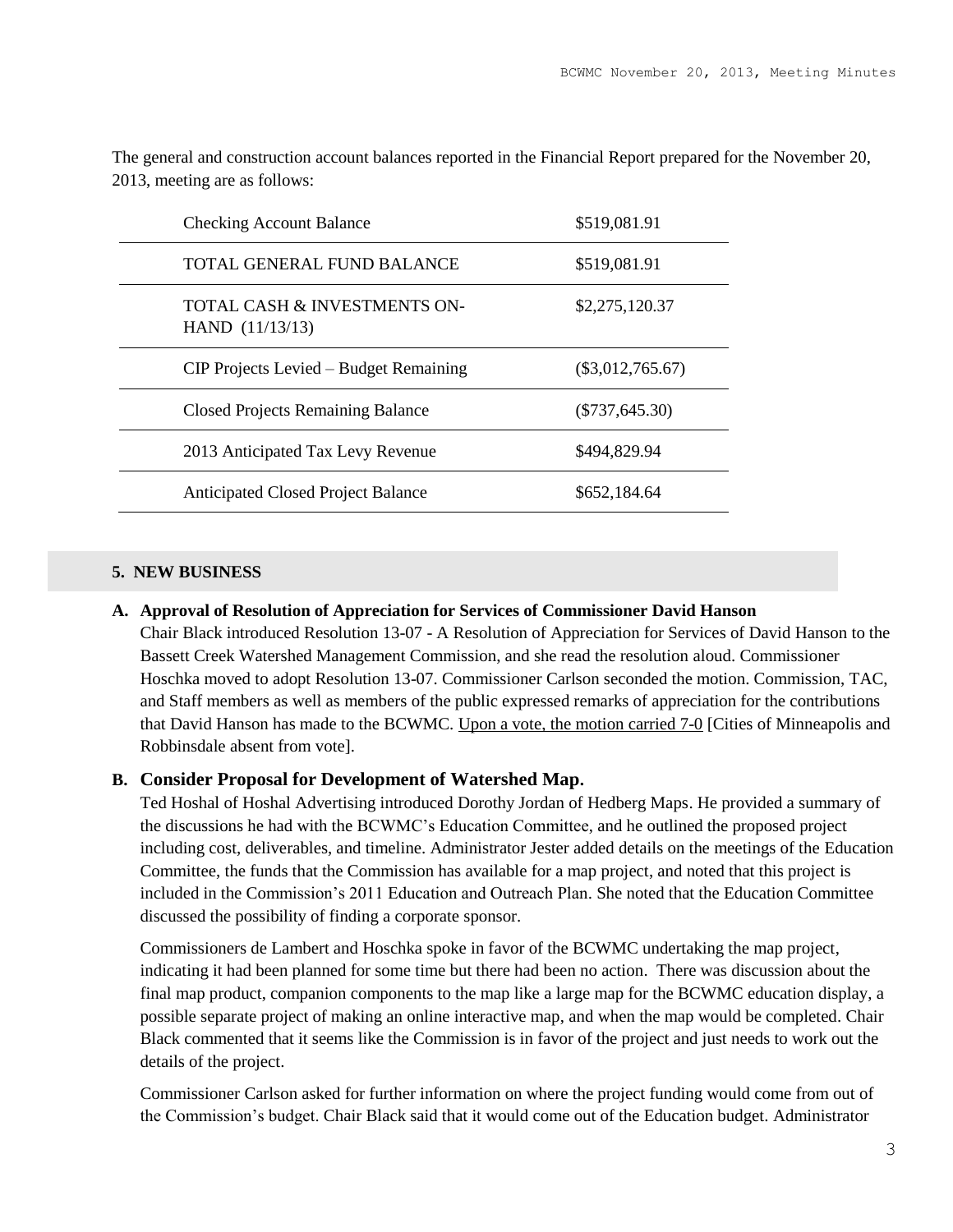The general and construction account balances reported in the Financial Report prepared for the November 20, 2013, meeting are as follows:

| | |
|---|---|
| Checking Account Balance | $519,081.91 |
| TOTAL GENERAL FUND BALANCE | $519,081.91 |
| TOTAL CASH & INVESTMENTS ON-HAND (11/13/13) | $2,275,120.37 |
| CIP Projects Levied – Budget Remaining | ($3,012,765.67) |
| Closed Projects Remaining Balance | ($737,645.30) |
| 2013 Anticipated Tax Levy Revenue | $494,829.94 |
| Anticipated Closed Project Balance | $652,184.64 |

## 5. NEW BUSINESS

**A. Approval of Resolution of Appreciation for Services of Commissioner David Hanson**

Chair Black introduced Resolution 13-07 - A Resolution of Appreciation for Services of David Hanson to the Bassett Creek Watershed Management Commission, and she read the resolution aloud. Commissioner Hoschka moved to adopt Resolution 13-07. Commissioner Carlson seconded the motion. Commission, TAC, and Staff members as well as members of the public expressed remarks of appreciation for the contributions that David Hanson has made to the BCWMC. Upon a vote, the motion carried 7-0 [Cities of Minneapolis and Robbinsdale absent from vote].

**B. Consider Proposal for Development of Watershed Map.**

Ted Hoshal of Hoshal Advertising introduced Dorothy Jordan of Hedberg Maps. He provided a summary of the discussions he had with the BCWMC's Education Committee, and he outlined the proposed project including cost, deliverables, and timeline. Administrator Jester added details on the meetings of the Education Committee, the funds that the Commission has available for a map project, and noted that this project is included in the Commission's 2011 Education and Outreach Plan. She noted that the Education Committee discussed the possibility of finding a corporate sponsor.

Commissioners de Lambert and Hoschka spoke in favor of the BCWMC undertaking the map project, indicating it had been planned for some time but there had been no action. There was discussion about the final map product, companion components to the map like a large map for the BCWMC education display, a possible separate project of making an online interactive map, and when the map would be completed. Chair Black commented that it seems like the Commission is in favor of the project and just needs to work out the details of the project.

Commissioner Carlson asked for further information on where the project funding would come from out of the Commission's budget. Chair Black said that it would come out of the Education budget. Administrator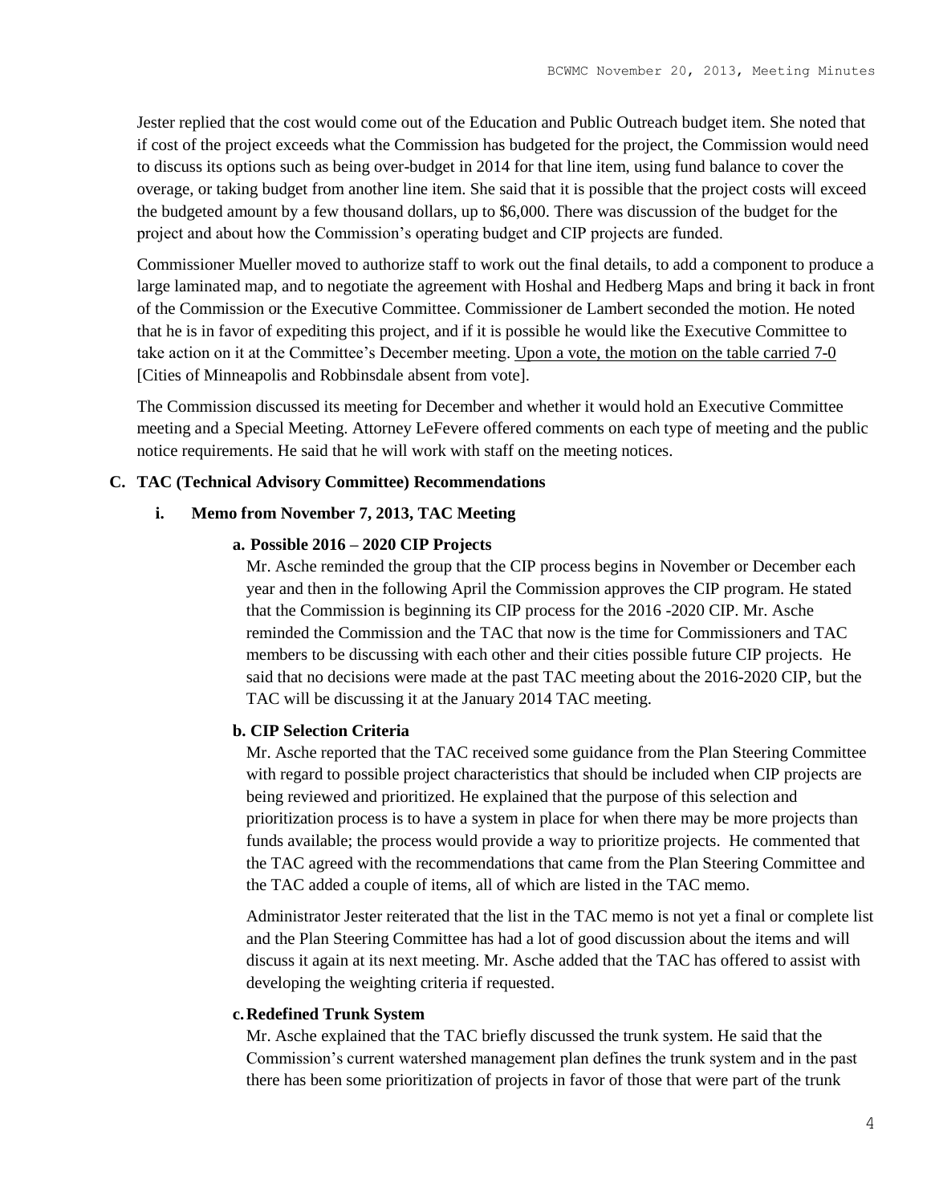Jester replied that the cost would come out of the Education and Public Outreach budget item. She noted that if cost of the project exceeds what the Commission has budgeted for the project, the Commission would need to discuss its options such as being over-budget in 2014 for that line item, using fund balance to cover the overage, or taking budget from another line item. She said that it is possible that the project costs will exceed the budgeted amount by a few thousand dollars, up to $6,000. There was discussion of the budget for the project and about how the Commission's operating budget and CIP projects are funded.

Commissioner Mueller moved to authorize staff to work out the final details, to add a component to produce a large laminated map, and to negotiate the agreement with Hoshal and Hedberg Maps and bring it back in front of the Commission or the Executive Committee. Commissioner de Lambert seconded the motion. He noted that he is in favor of expediting this project, and if it is possible he would like the Executive Committee to take action on it at the Committee's December meeting. <u>Upon a vote, the motion on the table carried 7-0</u> [Cities of Minneapolis and Robbinsdale absent from vote].

The Commission discussed its meeting for December and whether it would hold an Executive Committee meeting and a Special Meeting. Attorney LeFevere offered comments on each type of meeting and the public notice requirements. He said that he will work with staff on the meeting notices.

**C. TAC (Technical Advisory Committee) Recommendations**

**i. Memo from November 7, 2013, TAC Meeting**

**a. Possible 2016 – 2020 CIP Projects**

Mr. Asche reminded the group that the CIP process begins in November or December each year and then in the following April the Commission approves the CIP program. He stated that the Commission is beginning its CIP process for the 2016 -2020 CIP. Mr. Asche reminded the Commission and the TAC that now is the time for Commissioners and TAC members to be discussing with each other and their cities possible future CIP projects. He said that no decisions were made at the past TAC meeting about the 2016-2020 CIP, but the TAC will be discussing it at the January 2014 TAC meeting.

**b. CIP Selection Criteria**

Mr. Asche reported that the TAC received some guidance from the Plan Steering Committee with regard to possible project characteristics that should be included when CIP projects are being reviewed and prioritized. He explained that the purpose of this selection and prioritization process is to have a system in place for when there may be more projects than funds available; the process would provide a way to prioritize projects. He commented that the TAC agreed with the recommendations that came from the Plan Steering Committee and the TAC added a couple of items, all of which are listed in the TAC memo.

Administrator Jester reiterated that the list in the TAC memo is not yet a final or complete list and the Plan Steering Committee has had a lot of good discussion about the items and will discuss it again at its next meeting. Mr. Asche added that the TAC has offered to assist with developing the weighting criteria if requested.

**c. Redefined Trunk System**

Mr. Asche explained that the TAC briefly discussed the trunk system. He said that the Commission's current watershed management plan defines the trunk system and in the past there has been some prioritization of projects in favor of those that were part of the trunk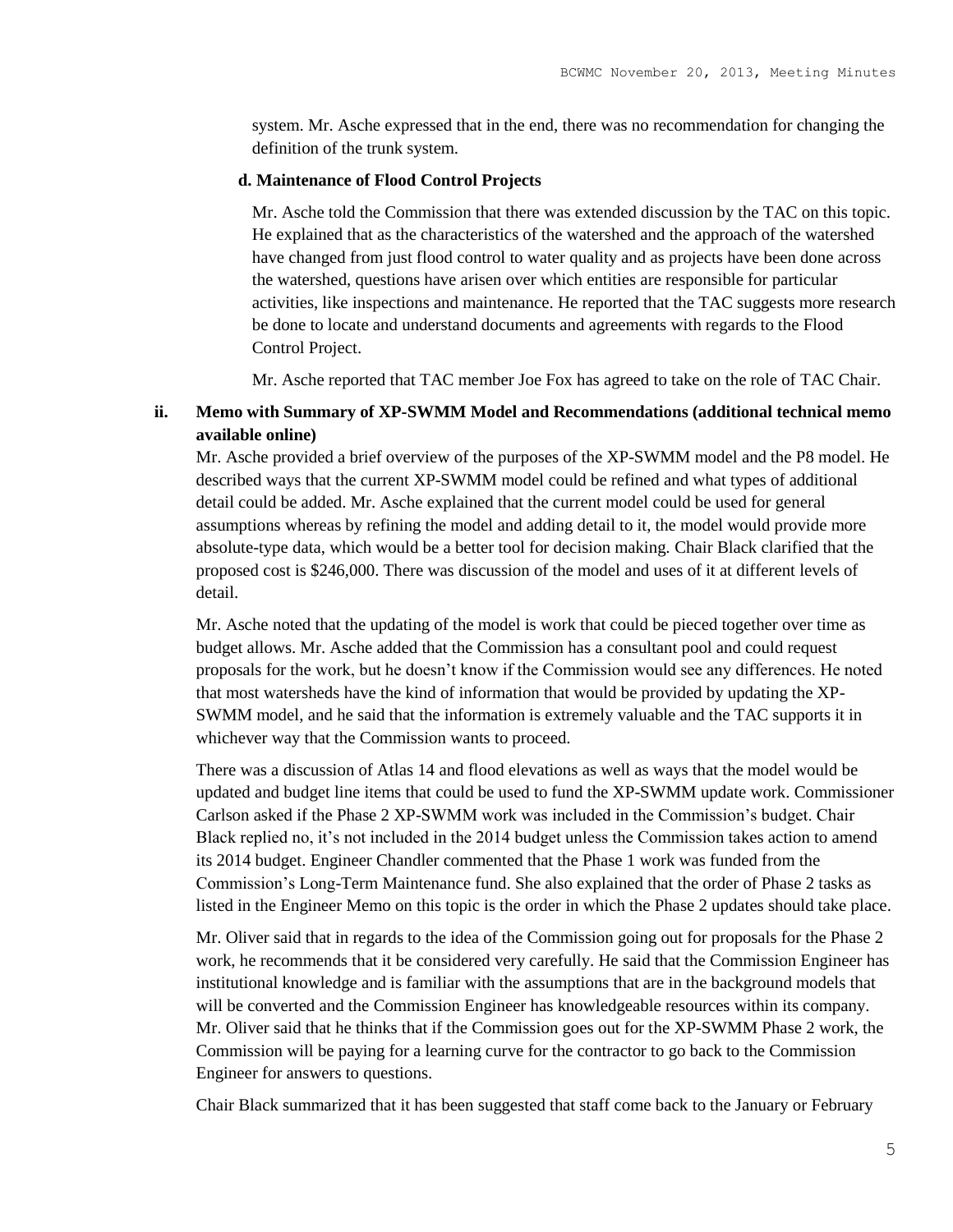system. Mr. Asche expressed that in the end, there was no recommendation for changing the definition of the trunk system.

**d. Maintenance of Flood Control Projects**

Mr. Asche told the Commission that there was extended discussion by the TAC on this topic. He explained that as the characteristics of the watershed and the approach of the watershed have changed from just flood control to water quality and as projects have been done across the watershed, questions have arisen over which entities are responsible for particular activities, like inspections and maintenance. He reported that the TAC suggests more research be done to locate and understand documents and agreements with regards to the Flood Control Project.

Mr. Asche reported that TAC member Joe Fox has agreed to take on the role of TAC Chair.

**ii. Memo with Summary of XP-SWMM Model and Recommendations (additional technical memo available online)**

Mr. Asche provided a brief overview of the purposes of the XP-SWMM model and the P8 model. He described ways that the current XP-SWMM model could be refined and what types of additional detail could be added. Mr. Asche explained that the current model could be used for general assumptions whereas by refining the model and adding detail to it, the model would provide more absolute-type data, which would be a better tool for decision making. Chair Black clarified that the proposed cost is $246,000. There was discussion of the model and uses of it at different levels of detail.

Mr. Asche noted that the updating of the model is work that could be pieced together over time as budget allows. Mr. Asche added that the Commission has a consultant pool and could request proposals for the work, but he doesn't know if the Commission would see any differences. He noted that most watersheds have the kind of information that would be provided by updating the XP-SWMM model, and he said that the information is extremely valuable and the TAC supports it in whichever way that the Commission wants to proceed.

There was a discussion of Atlas 14 and flood elevations as well as ways that the model would be updated and budget line items that could be used to fund the XP-SWMM update work. Commissioner Carlson asked if the Phase 2 XP-SWMM work was included in the Commission's budget. Chair Black replied no, it's not included in the 2014 budget unless the Commission takes action to amend its 2014 budget. Engineer Chandler commented that the Phase 1 work was funded from the Commission's Long-Term Maintenance fund. She also explained that the order of Phase 2 tasks as listed in the Engineer Memo on this topic is the order in which the Phase 2 updates should take place.

Mr. Oliver said that in regards to the idea of the Commission going out for proposals for the Phase 2 work, he recommends that it be considered very carefully. He said that the Commission Engineer has institutional knowledge and is familiar with the assumptions that are in the background models that will be converted and the Commission Engineer has knowledgeable resources within its company. Mr. Oliver said that he thinks that if the Commission goes out for the XP-SWMM Phase 2 work, the Commission will be paying for a learning curve for the contractor to go back to the Commission Engineer for answers to questions.

Chair Black summarized that it has been suggested that staff come back to the January or February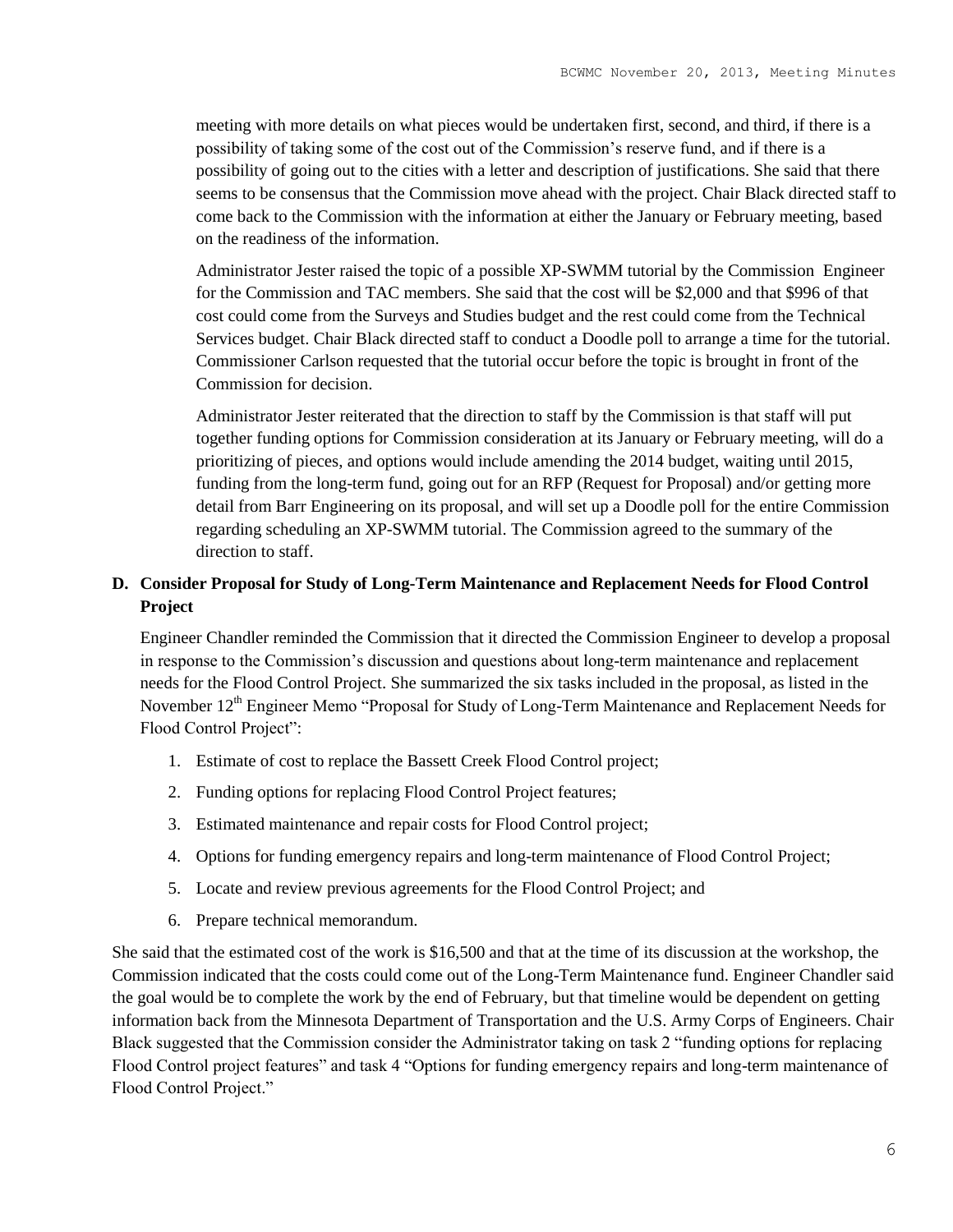meeting with more details on what pieces would be undertaken first, second, and third, if there is a possibility of taking some of the cost out of the Commission's reserve fund, and if there is a possibility of going out to the cities with a letter and description of justifications. She said that there seems to be consensus that the Commission move ahead with the project. Chair Black directed staff to come back to the Commission with the information at either the January or February meeting, based on the readiness of the information.

Administrator Jester raised the topic of a possible XP-SWMM tutorial by the Commission Engineer for the Commission and TAC members. She said that the cost will be $2,000 and that $996 of that cost could come from the Surveys and Studies budget and the rest could come from the Technical Services budget. Chair Black directed staff to conduct a Doodle poll to arrange a time for the tutorial. Commissioner Carlson requested that the tutorial occur before the topic is brought in front of the Commission for decision.

Administrator Jester reiterated that the direction to staff by the Commission is that staff will put together funding options for Commission consideration at its January or February meeting, will do a prioritizing of pieces, and options would include amending the 2014 budget, waiting until 2015, funding from the long-term fund, going out for an RFP (Request for Proposal) and/or getting more detail from Barr Engineering on its proposal, and will set up a Doodle poll for the entire Commission regarding scheduling an XP-SWMM tutorial. The Commission agreed to the summary of the direction to staff.

**D. Consider Proposal for Study of Long-Term Maintenance and Replacement Needs for Flood Control Project**

Engineer Chandler reminded the Commission that it directed the Commission Engineer to develop a proposal in response to the Commission's discussion and questions about long-term maintenance and replacement needs for the Flood Control Project. She summarized the six tasks included in the proposal, as listed in the November 12th Engineer Memo "Proposal for Study of Long-Term Maintenance and Replacement Needs for Flood Control Project":

1. Estimate of cost to replace the Bassett Creek Flood Control project;
2. Funding options for replacing Flood Control Project features;
3. Estimated maintenance and repair costs for Flood Control project;
4. Options for funding emergency repairs and long-term maintenance of Flood Control Project;
5. Locate and review previous agreements for the Flood Control Project; and
6. Prepare technical memorandum.

She said that the estimated cost of the work is $16,500 and that at the time of its discussion at the workshop, the Commission indicated that the costs could come out of the Long-Term Maintenance fund. Engineer Chandler said the goal would be to complete the work by the end of February, but that timeline would be dependent on getting information back from the Minnesota Department of Transportation and the U.S. Army Corps of Engineers. Chair Black suggested that the Commission consider the Administrator taking on task 2 "funding options for replacing Flood Control project features" and task 4 "Options for funding emergency repairs and long-term maintenance of Flood Control Project."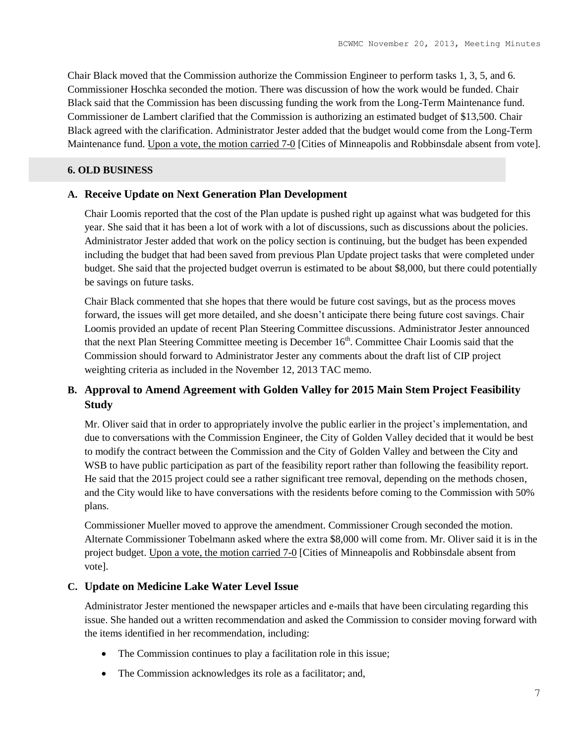Chair Black moved that the Commission authorize the Commission Engineer to perform tasks 1, 3, 5, and 6. Commissioner Hoschka seconded the motion. There was discussion of how the work would be funded. Chair Black said that the Commission has been discussing funding the work from the Long-Term Maintenance fund. Commissioner de Lambert clarified that the Commission is authorizing an estimated budget of $13,500. Chair Black agreed with the clarification. Administrator Jester added that the budget would come from the Long-Term Maintenance fund. Upon a vote, the motion carried 7-0 [Cities of Minneapolis and Robbinsdale absent from vote].

## 6. OLD BUSINESS

### A. Receive Update on Next Generation Plan Development

Chair Loomis reported that the cost of the Plan update is pushed right up against what was budgeted for this year. She said that it has been a lot of work with a lot of discussions, such as discussions about the policies. Administrator Jester added that work on the policy section is continuing, but the budget has been expended including the budget that had been saved from previous Plan Update project tasks that were completed under budget. She said that the projected budget overrun is estimated to be about $8,000, but there could potentially be savings on future tasks.

Chair Black commented that she hopes that there would be future cost savings, but as the process moves forward, the issues will get more detailed, and she doesn't anticipate there being future cost savings. Chair Loomis provided an update of recent Plan Steering Committee discussions. Administrator Jester announced that the next Plan Steering Committee meeting is December 16th. Committee Chair Loomis said that the Commission should forward to Administrator Jester any comments about the draft list of CIP project weighting criteria as included in the November 12, 2013 TAC memo.

### B. Approval to Amend Agreement with Golden Valley for 2015 Main Stem Project Feasibility Study

Mr. Oliver said that in order to appropriately involve the public earlier in the project's implementation, and due to conversations with the Commission Engineer, the City of Golden Valley decided that it would be best to modify the contract between the Commission and the City of Golden Valley and between the City and WSB to have public participation as part of the feasibility report rather than following the feasibility report. He said that the 2015 project could see a rather significant tree removal, depending on the methods chosen, and the City would like to have conversations with the residents before coming to the Commission with 50% plans.

Commissioner Mueller moved to approve the amendment. Commissioner Crough seconded the motion. Alternate Commissioner Tobelmann asked where the extra $8,000 will come from. Mr. Oliver said it is in the project budget. Upon a vote, the motion carried 7-0 [Cities of Minneapolis and Robbinsdale absent from vote].

### C. Update on Medicine Lake Water Level Issue

Administrator Jester mentioned the newspaper articles and e-mails that have been circulating regarding this issue. She handed out a written recommendation and asked the Commission to consider moving forward with the items identified in her recommendation, including:

- The Commission continues to play a facilitation role in this issue;
- The Commission acknowledges its role as a facilitator; and,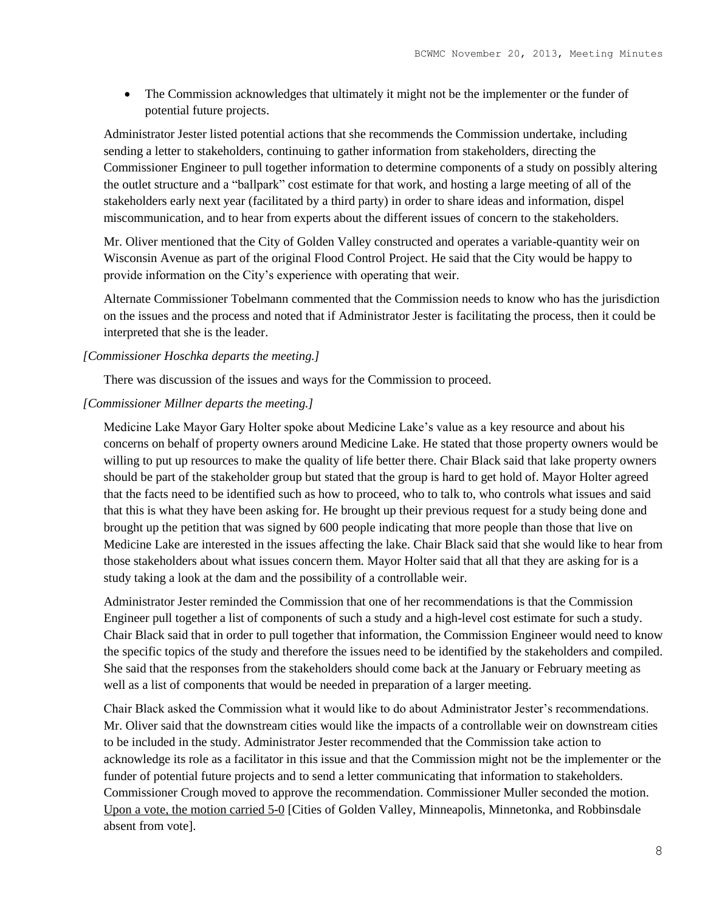- The Commission acknowledges that ultimately it might not be the implementer or the funder of potential future projects.

Administrator Jester listed potential actions that she recommends the Commission undertake, including sending a letter to stakeholders, continuing to gather information from stakeholders, directing the Commissioner Engineer to pull together information to determine components of a study on possibly altering the outlet structure and a "ballpark" cost estimate for that work, and hosting a large meeting of all of the stakeholders early next year (facilitated by a third party) in order to share ideas and information, dispel miscommunication, and to hear from experts about the different issues of concern to the stakeholders.

Mr. Oliver mentioned that the City of Golden Valley constructed and operates a variable-quantity weir on Wisconsin Avenue as part of the original Flood Control Project. He said that the City would be happy to provide information on the City's experience with operating that weir.

Alternate Commissioner Tobelmann commented that the Commission needs to know who has the jurisdiction on the issues and the process and noted that if Administrator Jester is facilitating the process, then it could be interpreted that she is the leader.

*[Commissioner Hoschka departs the meeting.]*

There was discussion of the issues and ways for the Commission to proceed.

*[Commissioner Millner departs the meeting.]*

Medicine Lake Mayor Gary Holter spoke about Medicine Lake's value as a key resource and about his concerns on behalf of property owners around Medicine Lake. He stated that those property owners would be willing to put up resources to make the quality of life better there. Chair Black said that lake property owners should be part of the stakeholder group but stated that the group is hard to get hold of. Mayor Holter agreed that the facts need to be identified such as how to proceed, who to talk to, who controls what issues and said that this is what they have been asking for. He brought up their previous request for a study being done and brought up the petition that was signed by 600 people indicating that more people than those that live on Medicine Lake are interested in the issues affecting the lake. Chair Black said that she would like to hear from those stakeholders about what issues concern them. Mayor Holter said that all that they are asking for is a study taking a look at the dam and the possibility of a controllable weir.

Administrator Jester reminded the Commission that one of her recommendations is that the Commission Engineer pull together a list of components of such a study and a high-level cost estimate for such a study. Chair Black said that in order to pull together that information, the Commission Engineer would need to know the specific topics of the study and therefore the issues need to be identified by the stakeholders and compiled. She said that the responses from the stakeholders should come back at the January or February meeting as well as a list of components that would be needed in preparation of a larger meeting.

Chair Black asked the Commission what it would like to do about Administrator Jester's recommendations. Mr. Oliver said that the downstream cities would like the impacts of a controllable weir on downstream cities to be included in the study. Administrator Jester recommended that the Commission take action to acknowledge its role as a facilitator in this issue and that the Commission might not be the implementer or the funder of potential future projects and to send a letter communicating that information to stakeholders. Commissioner Crough moved to approve the recommendation. Commissioner Muller seconded the motion. Upon a vote, the motion carried 5-0 [Cities of Golden Valley, Minneapolis, Minnetonka, and Robbinsdale absent from vote].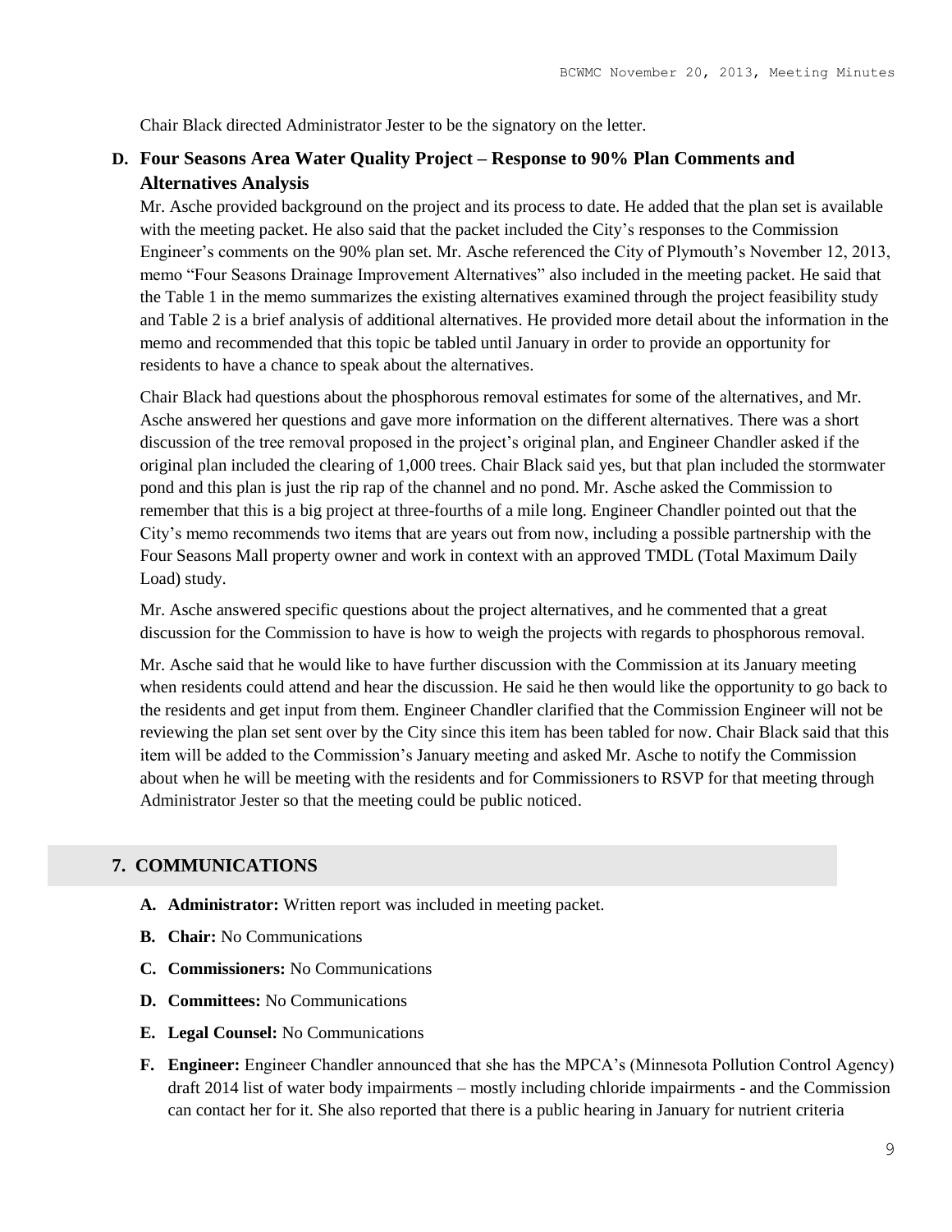Chair Black directed Administrator Jester to be the signatory on the letter.

**D. Four Seasons Area Water Quality Project – Response to 90% Plan Comments and Alternatives Analysis**

Mr. Asche provided background on the project and its process to date. He added that the plan set is available with the meeting packet. He also said that the packet included the City's responses to the Commission Engineer's comments on the 90% plan set. Mr. Asche referenced the City of Plymouth's November 12, 2013, memo "Four Seasons Drainage Improvement Alternatives" also included in the meeting packet. He said that the Table 1 in the memo summarizes the existing alternatives examined through the project feasibility study and Table 2 is a brief analysis of additional alternatives. He provided more detail about the information in the memo and recommended that this topic be tabled until January in order to provide an opportunity for residents to have a chance to speak about the alternatives.

Chair Black had questions about the phosphorous removal estimates for some of the alternatives, and Mr. Asche answered her questions and gave more information on the different alternatives. There was a short discussion of the tree removal proposed in the project's original plan, and Engineer Chandler asked if the original plan included the clearing of 1,000 trees. Chair Black said yes, but that plan included the stormwater pond and this plan is just the rip rap of the channel and no pond. Mr. Asche asked the Commission to remember that this is a big project at three-fourths of a mile long. Engineer Chandler pointed out that the City's memo recommends two items that are years out from now, including a possible partnership with the Four Seasons Mall property owner and work in context with an approved TMDL (Total Maximum Daily Load) study.

Mr. Asche answered specific questions about the project alternatives, and he commented that a great discussion for the Commission to have is how to weigh the projects with regards to phosphorous removal.

Mr. Asche said that he would like to have further discussion with the Commission at its January meeting when residents could attend and hear the discussion. He said he then would like the opportunity to go back to the residents and get input from them. Engineer Chandler clarified that the Commission Engineer will not be reviewing the plan set sent over by the City since this item has been tabled for now. Chair Black said that this item will be added to the Commission's January meeting and asked Mr. Asche to notify the Commission about when he will be meeting with the residents and for Commissioners to RSVP for that meeting through Administrator Jester so that the meeting could be public noticed.

## 7. COMMUNICATIONS

- **A. Administrator:** Written report was included in meeting packet.
- **B. Chair:** No Communications
- **C. Commissioners:** No Communications
- **D. Committees:** No Communications
- **E. Legal Counsel:** No Communications
- **F. Engineer:** Engineer Chandler announced that she has the MPCA's (Minnesota Pollution Control Agency) draft 2014 list of water body impairments – mostly including chloride impairments - and the Commission can contact her for it. She also reported that there is a public hearing in January for nutrient criteria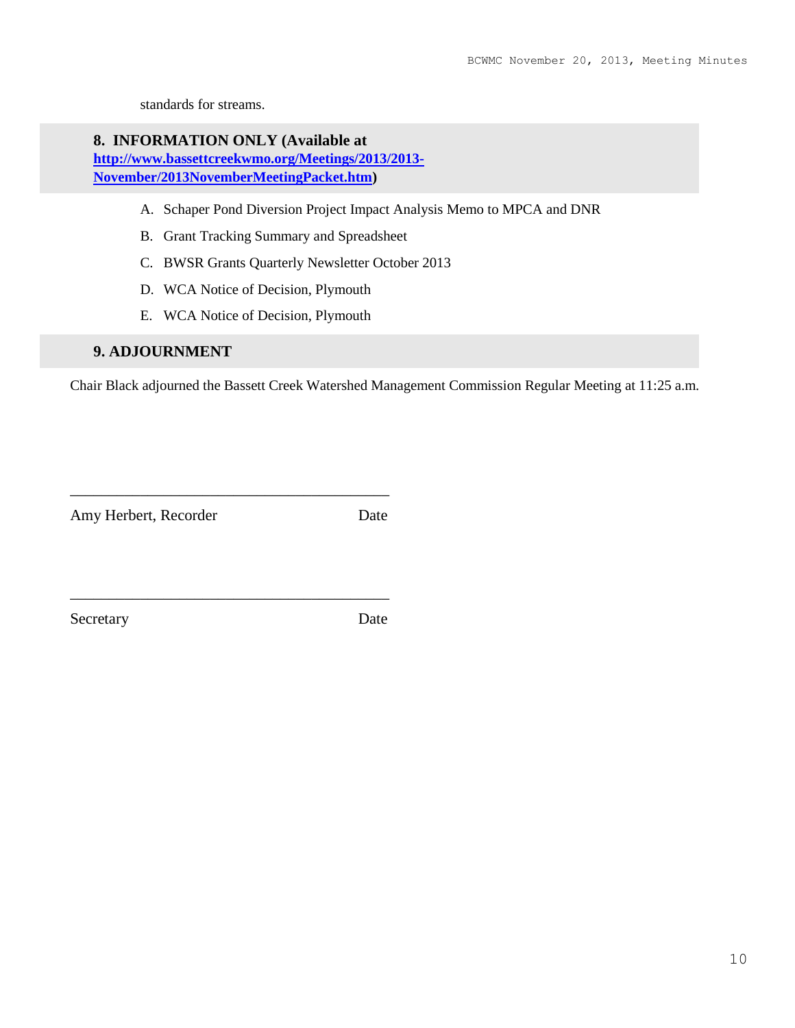standards for streams.

## 8. INFORMATION ONLY (Available at http://www.bassettcreekwmo.org/Meetings/2013/2013-November/2013NovemberMeetingPacket.htm)

A. Schaper Pond Diversion Project Impact Analysis Memo to MPCA and DNR

B. Grant Tracking Summary and Spreadsheet

C. BWSR Grants Quarterly Newsletter October 2013

D. WCA Notice of Decision, Plymouth

E. WCA Notice of Decision, Plymouth

## 9. ADJOURNMENT

Chair Black adjourned the Bassett Creek Watershed Management Commission Regular Meeting at 11:25 a.m.

\_\_\_\_\_\_\_\_\_\_\_\_\_\_\_\_\_\_\_\_\_\_\_\_\_\_\_\_\_\_\_\_\_\_\_\_\_\_\_\_

Amy Herbert, Recorder Date

\_\_\_\_\_\_\_\_\_\_\_\_\_\_\_\_\_\_\_\_\_\_\_\_\_\_\_\_\_\_\_\_\_\_\_\_\_\_\_\_

Secretary Date